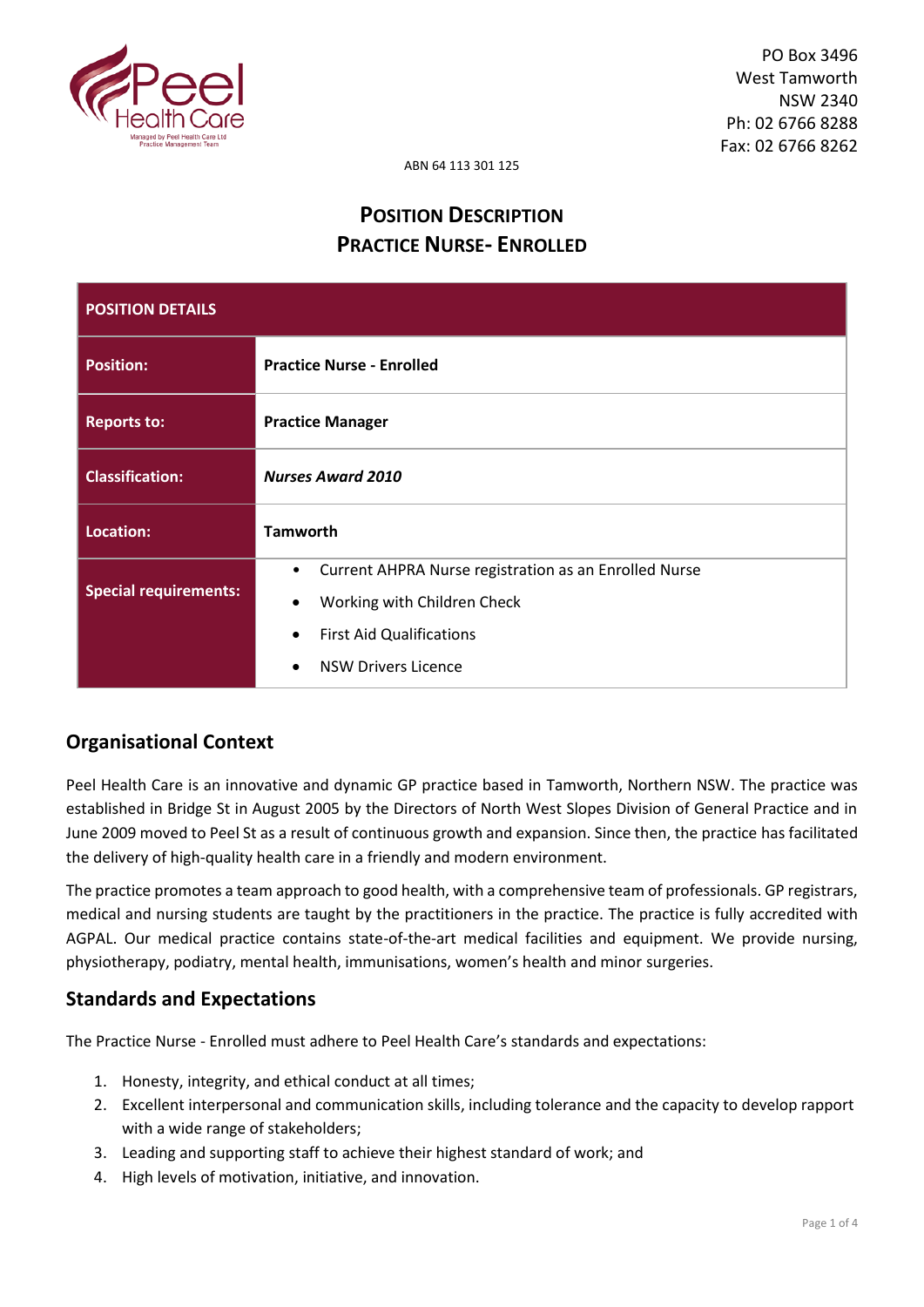PO Box 3496
West Tamworth
NSW 2340
Ph: 02 6766 8288
Fax: 02 6766 8262

ABN 64 113 301 125

# POSITION DESCRIPTION
# PRACTICE NURSE- ENROLLED

| POSITION DETAILS | |
|---|---|
| **Position:** | **Practice Nurse - Enrolled** |
| **Reports to:** | **Practice Manager** |
| **Classification:** | ***Nurses Award 2010*** |
| **Location:** | **Tamworth** |
| **Special requirements:** | • Current AHPRA Nurse registration as an Enrolled Nurse<br>• Working with Children Check<br>• First Aid Qualifications<br>• NSW Drivers Licence |

## Organisational Context

Peel Health Care is an innovative and dynamic GP practice based in Tamworth, Northern NSW. The practice was established in Bridge St in August 2005 by the Directors of North West Slopes Division of General Practice and in June 2009 moved to Peel St as a result of continuous growth and expansion. Since then, the practice has facilitated the delivery of high-quality health care in a friendly and modern environment.

The practice promotes a team approach to good health, with a comprehensive team of professionals. GP registrars, medical and nursing students are taught by the practitioners in the practice. The practice is fully accredited with AGPAL. Our medical practice contains state-of-the-art medical facilities and equipment. We provide nursing, physiotherapy, podiatry, mental health, immunisations, women's health and minor surgeries.

## Standards and Expectations

The Practice Nurse - Enrolled must adhere to Peel Health Care's standards and expectations:

1. Honesty, integrity, and ethical conduct at all times;
2. Excellent interpersonal and communication skills, including tolerance and the capacity to develop rapport with a wide range of stakeholders;
3. Leading and supporting staff to achieve their highest standard of work; and
4. High levels of motivation, initiative, and innovation.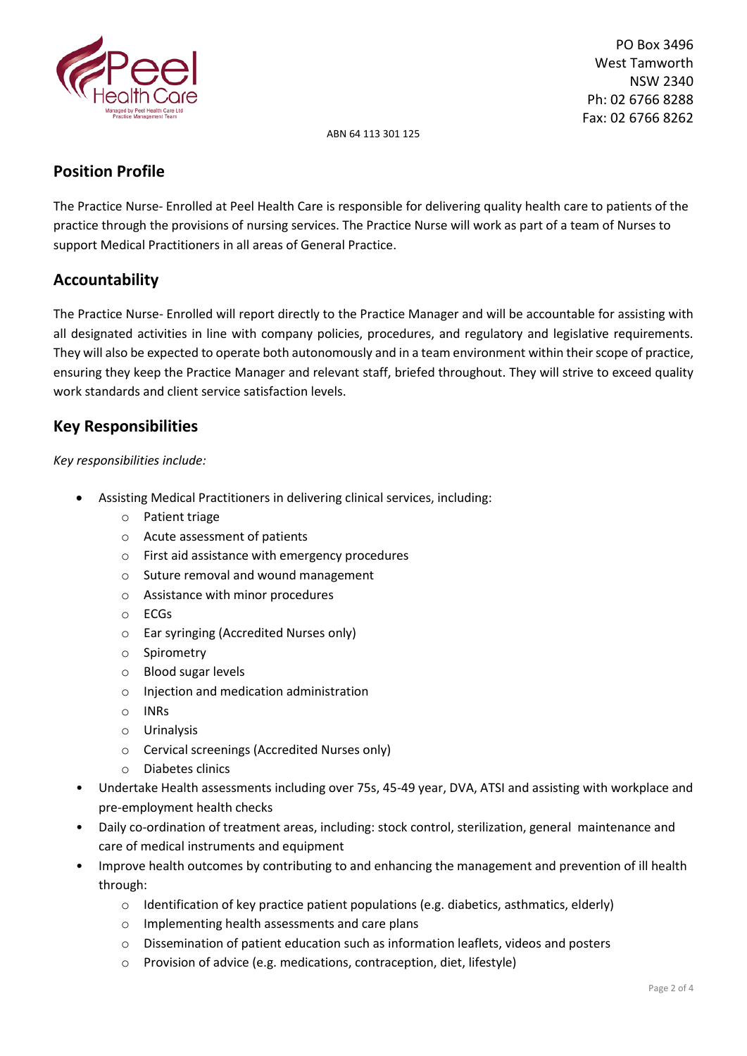PO Box 3496
West Tamworth
NSW 2340
Ph: 02 6766 8288
Fax: 02 6766 8262

ABN 64 113 301 125

## Position Profile

The Practice Nurse- Enrolled at Peel Health Care is responsible for delivering quality health care to patients of the practice through the provisions of nursing services. The Practice Nurse will work as part of a team of Nurses to support Medical Practitioners in all areas of General Practice.

## Accountability

The Practice Nurse- Enrolled will report directly to the Practice Manager and will be accountable for assisting with all designated activities in line with company policies, procedures, and regulatory and legislative requirements. They will also be expected to operate both autonomously and in a team environment within their scope of practice, ensuring they keep the Practice Manager and relevant staff, briefed throughout. They will strive to exceed quality work standards and client service satisfaction levels.

## Key Responsibilities

*Key responsibilities include:*

- Assisting Medical Practitioners in delivering clinical services, including:
  - Patient triage
  - Acute assessment of patients
  - First aid assistance with emergency procedures
  - Suture removal and wound management
  - Assistance with minor procedures
  - ECGs
  - Ear syringing (Accredited Nurses only)
  - Spirometry
  - Blood sugar levels
  - Injection and medication administration
  - INRs
  - Urinalysis
  - Cervical screenings (Accredited Nurses only)
  - Diabetes clinics
- Undertake Health assessments including over 75s, 45-49 year, DVA, ATSI and assisting with workplace and pre-employment health checks
- Daily co-ordination of treatment areas, including: stock control, sterilization, general maintenance and care of medical instruments and equipment
- Improve health outcomes by contributing to and enhancing the management and prevention of ill health through:
  - Identification of key practice patient populations (e.g. diabetics, asthmatics, elderly)
  - Implementing health assessments and care plans
  - Dissemination of patient education such as information leaflets, videos and posters
  - Provision of advice (e.g. medications, contraception, diet, lifestyle)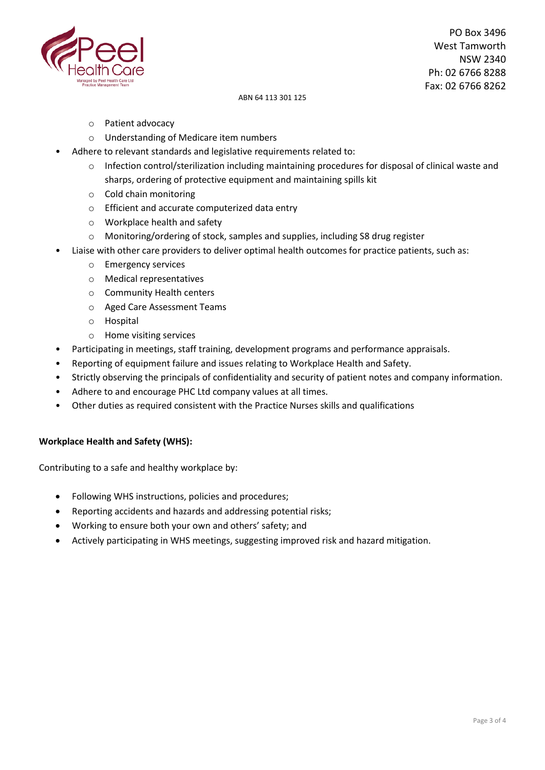- Patient advocacy
  - Understanding of Medicare item numbers
- Adhere to relevant standards and legislative requirements related to:
  - Infection control/sterilization including maintaining procedures for disposal of clinical waste and sharps, ordering of protective equipment and maintaining spills kit
  - Cold chain monitoring
  - Efficient and accurate computerized data entry
  - Workplace health and safety
  - Monitoring/ordering of stock, samples and supplies, including S8 drug register
- Liaise with other care providers to deliver optimal health outcomes for practice patients, such as:
  - Emergency services
  - Medical representatives
  - Community Health centers
  - Aged Care Assessment Teams
  - Hospital
  - Home visiting services
- Participating in meetings, staff training, development programs and performance appraisals.
- Reporting of equipment failure and issues relating to Workplace Health and Safety.
- Strictly observing the principals of confidentiality and security of patient notes and company information.
- Adhere to and encourage PHC Ltd company values at all times.
- Other duties as required consistent with the Practice Nurses skills and qualifications

**Workplace Health and Safety (WHS):**

Contributing to a safe and healthy workplace by:

- Following WHS instructions, policies and procedures;
- Reporting accidents and hazards and addressing potential risks;
- Working to ensure both your own and others' safety; and
- Actively participating in WHS meetings, suggesting improved risk and hazard mitigation.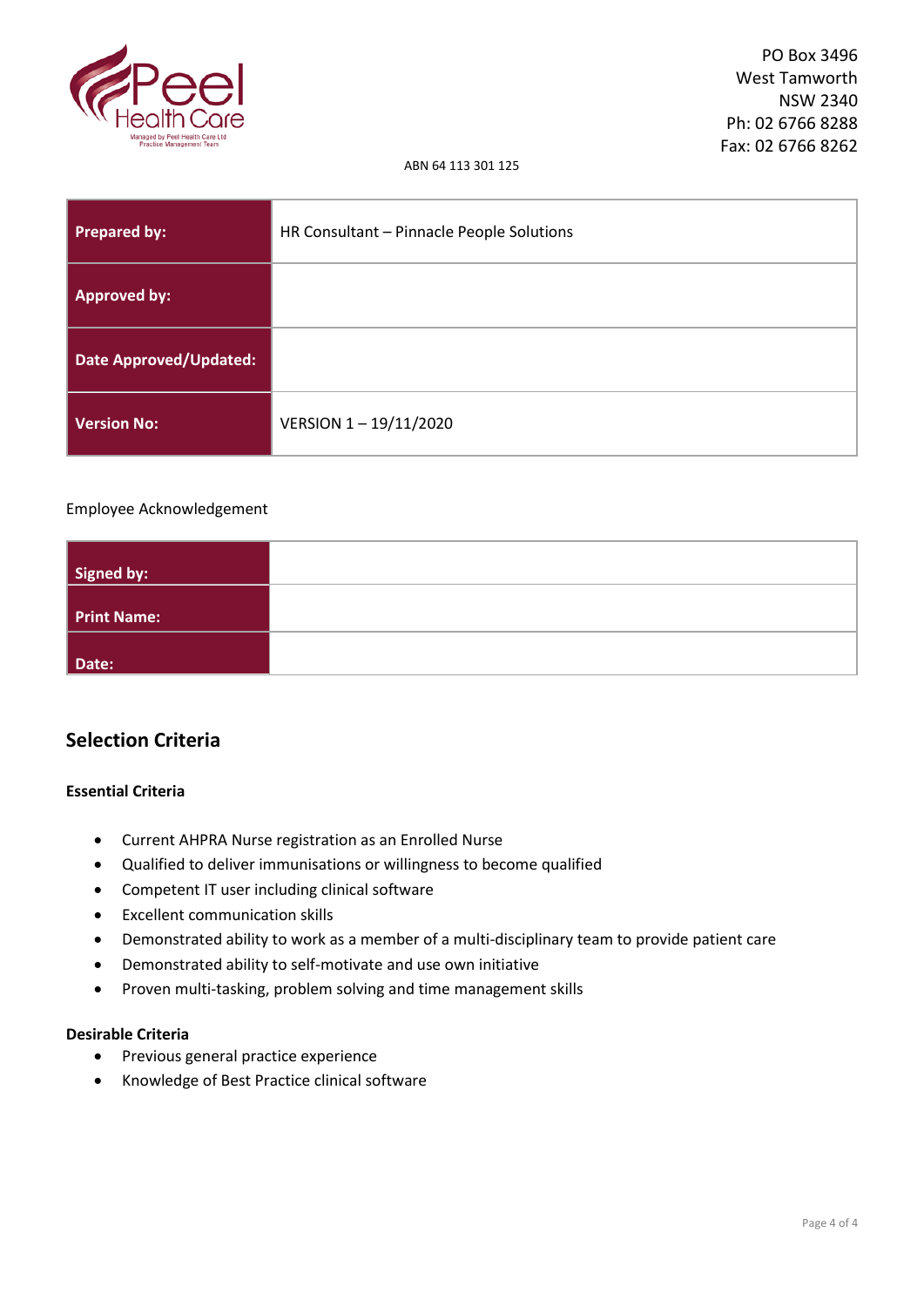PO Box 3496
West Tamworth
NSW 2340
Ph: 02 6766 8288
Fax: 02 6766 8262

ABN 64 113 301 125

| | |
|---|---|
| **Prepared by:** | HR Consultant – Pinnacle People Solutions |
| **Approved by:** | |
| **Date Approved/Updated:** | |
| **Version No:** | VERSION 1 – 19/11/2020 |

Employee Acknowledgement

| | |
|---|---|
| **Signed by:** | |
| **Print Name:** | |
| **Date:** | |

## Selection Criteria

### Essential Criteria

- Current AHPRA Nurse registration as an Enrolled Nurse
- Qualified to deliver immunisations or willingness to become qualified
- Competent IT user including clinical software
- Excellent communication skills
- Demonstrated ability to work as a member of a multi-disciplinary team to provide patient care
- Demonstrated ability to self-motivate and use own initiative
- Proven multi-tasking, problem solving and time management skills

### Desirable Criteria

- Previous general practice experience
- Knowledge of Best Practice clinical software